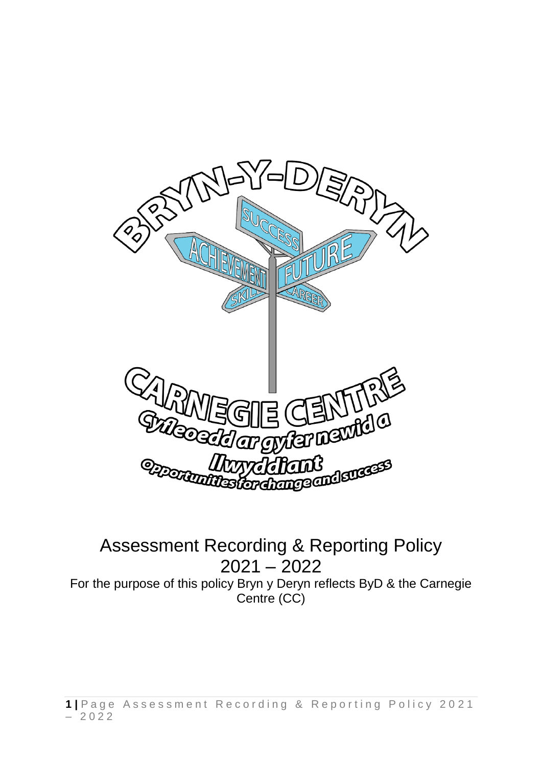BRYN-Y-DERYN

SUCCESS

ACHIEVEMENT

FUTURE

SKILL

CAREER

CARNEGIE CENTRE

Cyfleoedd ar gyfer newid a llwyddiant

Opportunities for change and success

# Assessment Recording & Reporting Policy 2021 – 2022

For the purpose of this policy Bryn y Deryn reflects ByD & the Carnegie Centre (CC)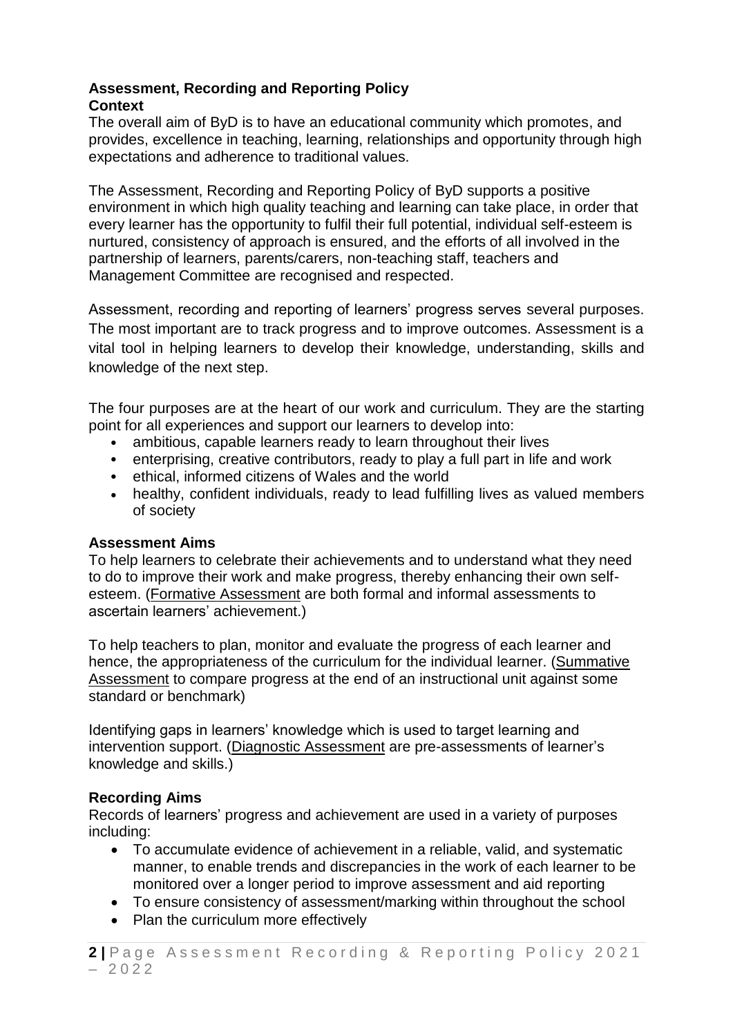## Assessment, Recording and Reporting Policy

### Context

The overall aim of ByD is to have an educational community which promotes, and provides, excellence in teaching, learning, relationships and opportunity through high expectations and adherence to traditional values.

The Assessment, Recording and Reporting Policy of ByD supports a positive environment in which high quality teaching and learning can take place, in order that every learner has the opportunity to fulfil their full potential, individual self-esteem is nurtured, consistency of approach is ensured, and the efforts of all involved in the partnership of learners, parents/carers, non-teaching staff, teachers and Management Committee are recognised and respected.

Assessment, recording and reporting of learners' progress serves several purposes. The most important are to track progress and to improve outcomes. Assessment is a vital tool in helping learners to develop their knowledge, understanding, skills and knowledge of the next step.

The four purposes are at the heart of our work and curriculum. They are the starting point for all experiences and support our learners to develop into:

- ambitious, capable learners ready to learn throughout their lives
- enterprising, creative contributors, ready to play a full part in life and work
- ethical, informed citizens of Wales and the world
- healthy, confident individuals, ready to lead fulfilling lives as valued members of society

### Assessment Aims

To help learners to celebrate their achievements and to understand what they need to do to improve their work and make progress, thereby enhancing their own self-esteem. (Formative Assessment are both formal and informal assessments to ascertain learners' achievement.)

To help teachers to plan, monitor and evaluate the progress of each learner and hence, the appropriateness of the curriculum for the individual learner. (Summative Assessment to compare progress at the end of an instructional unit against some standard or benchmark)

Identifying gaps in learners' knowledge which is used to target learning and intervention support. (Diagnostic Assessment are pre-assessments of learner's knowledge and skills.)

### Recording Aims

Records of learners' progress and achievement are used in a variety of purposes including:

- To accumulate evidence of achievement in a reliable, valid, and systematic manner, to enable trends and discrepancies in the work of each learner to be monitored over a longer period to improve assessment and aid reporting
- To ensure consistency of assessment/marking within throughout the school
- Plan the curriculum more effectively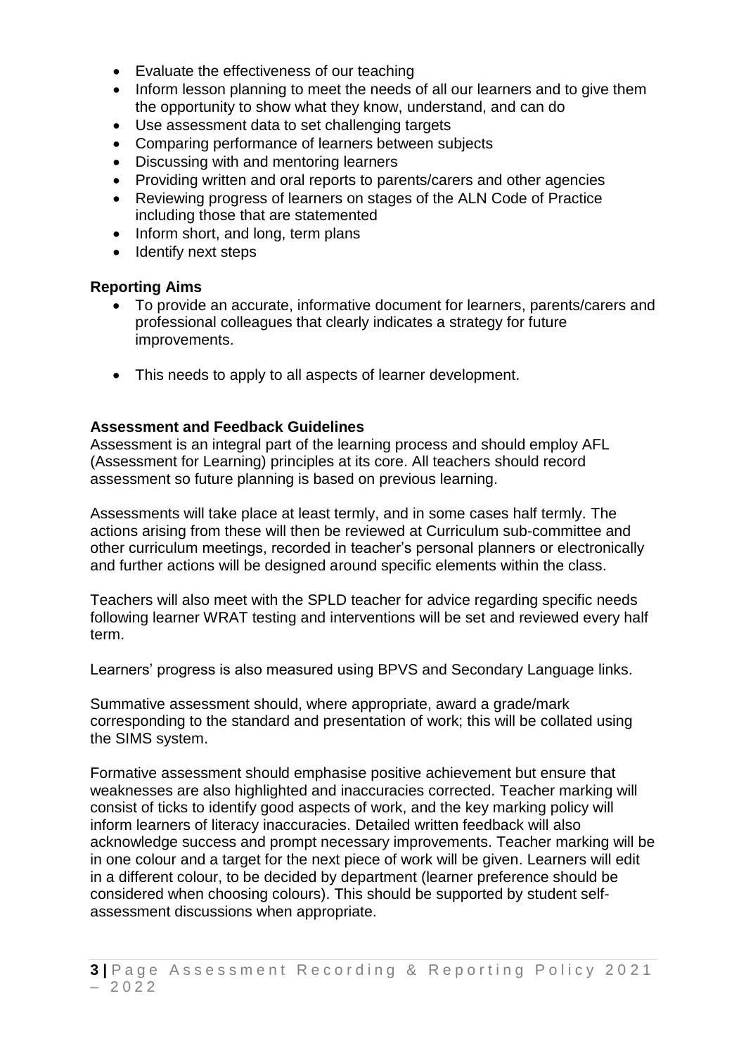- Evaluate the effectiveness of our teaching
- Inform lesson planning to meet the needs of all our learners and to give them the opportunity to show what they know, understand, and can do
- Use assessment data to set challenging targets
- Comparing performance of learners between subjects
- Discussing with and mentoring learners
- Providing written and oral reports to parents/carers and other agencies
- Reviewing progress of learners on stages of the ALN Code of Practice including those that are statemented
- Inform short, and long, term plans
- Identify next steps

**Reporting Aims**

- To provide an accurate, informative document for learners, parents/carers and professional colleagues that clearly indicates a strategy for future improvements.
- This needs to apply to all aspects of learner development.

**Assessment and Feedback Guidelines**

Assessment is an integral part of the learning process and should employ AFL (Assessment for Learning) principles at its core. All teachers should record assessment so future planning is based on previous learning.

Assessments will take place at least termly, and in some cases half termly. The actions arising from these will then be reviewed at Curriculum sub-committee and other curriculum meetings, recorded in teacher's personal planners or electronically and further actions will be designed around specific elements within the class.

Teachers will also meet with the SPLD teacher for advice regarding specific needs following learner WRAT testing and interventions will be set and reviewed every half term.

Learners' progress is also measured using BPVS and Secondary Language links.

Summative assessment should, where appropriate, award a grade/mark corresponding to the standard and presentation of work; this will be collated using the SIMS system.

Formative assessment should emphasise positive achievement but ensure that weaknesses are also highlighted and inaccuracies corrected. Teacher marking will consist of ticks to identify good aspects of work, and the key marking policy will inform learners of literacy inaccuracies. Detailed written feedback will also acknowledge success and prompt necessary improvements. Teacher marking will be in one colour and a target for the next piece of work will be given. Learners will edit in a different colour, to be decided by department (learner preference should be considered when choosing colours). This should be supported by student self-assessment discussions when appropriate.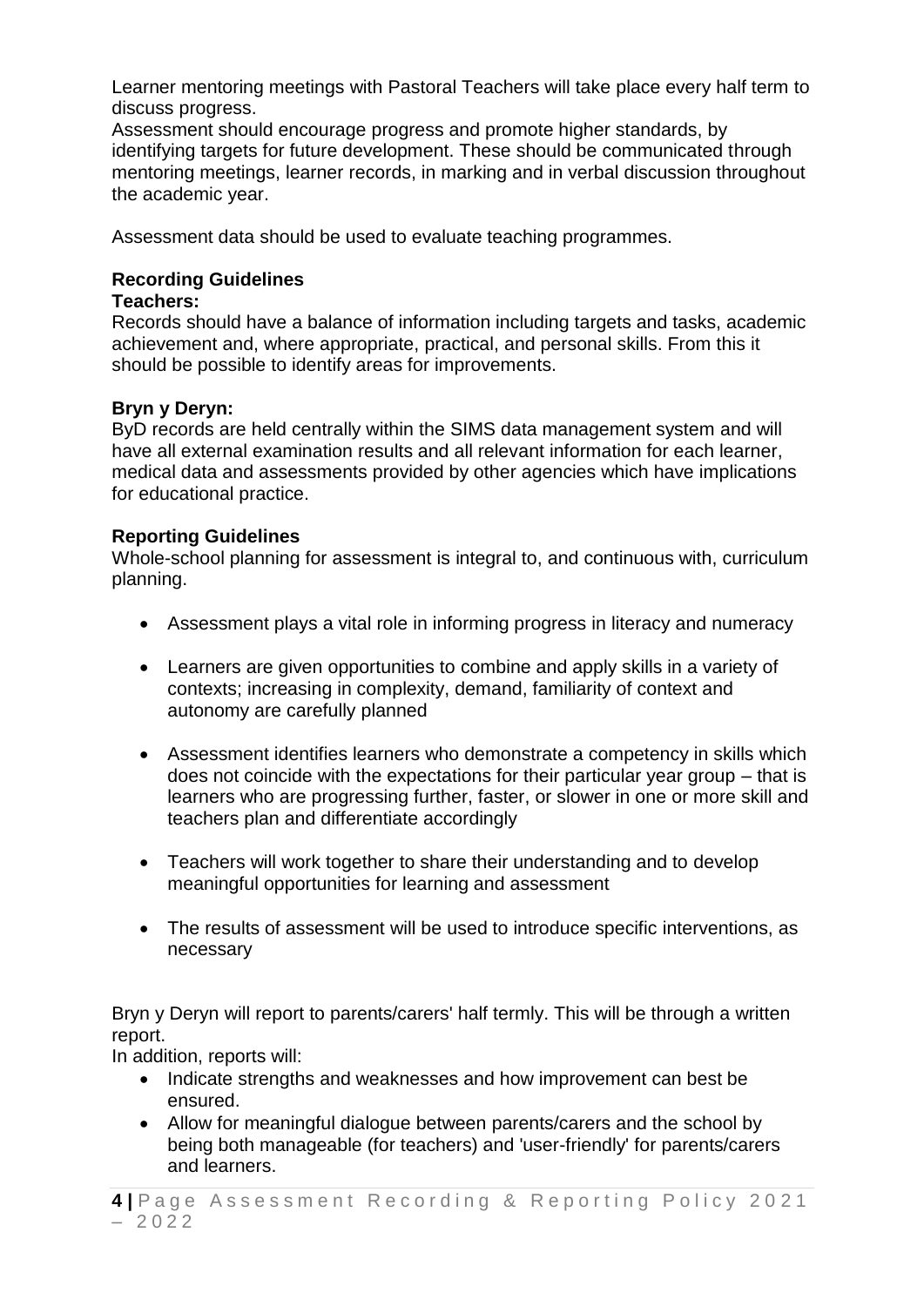Learner mentoring meetings with Pastoral Teachers will take place every half term to discuss progress.
Assessment should encourage progress and promote higher standards, by identifying targets for future development. These should be communicated through mentoring meetings, learner records, in marking and in verbal discussion throughout the academic year.

Assessment data should be used to evaluate teaching programmes.

**Recording Guidelines**

**Teachers:**

Records should have a balance of information including targets and tasks, academic achievement and, where appropriate, practical, and personal skills. From this it should be possible to identify areas for improvements.

**Bryn y Deryn:**

ByD records are held centrally within the SIMS data management system and will have all external examination results and all relevant information for each learner, medical data and assessments provided by other agencies which have implications for educational practice.

**Reporting Guidelines**

Whole-school planning for assessment is integral to, and continuous with, curriculum planning.

- Assessment plays a vital role in informing progress in literacy and numeracy
- Learners are given opportunities to combine and apply skills in a variety of contexts; increasing in complexity, demand, familiarity of context and autonomy are carefully planned
- Assessment identifies learners who demonstrate a competency in skills which does not coincide with the expectations for their particular year group – that is learners who are progressing further, faster, or slower in one or more skill and teachers plan and differentiate accordingly
- Teachers will work together to share their understanding and to develop meaningful opportunities for learning and assessment
- The results of assessment will be used to introduce specific interventions, as necessary

Bryn y Deryn will report to parents/carers' half termly. This will be through a written report.
In addition, reports will:

- Indicate strengths and weaknesses and how improvement can best be ensured.
- Allow for meaningful dialogue between parents/carers and the school by being both manageable (for teachers) and 'user-friendly' for parents/carers and learners.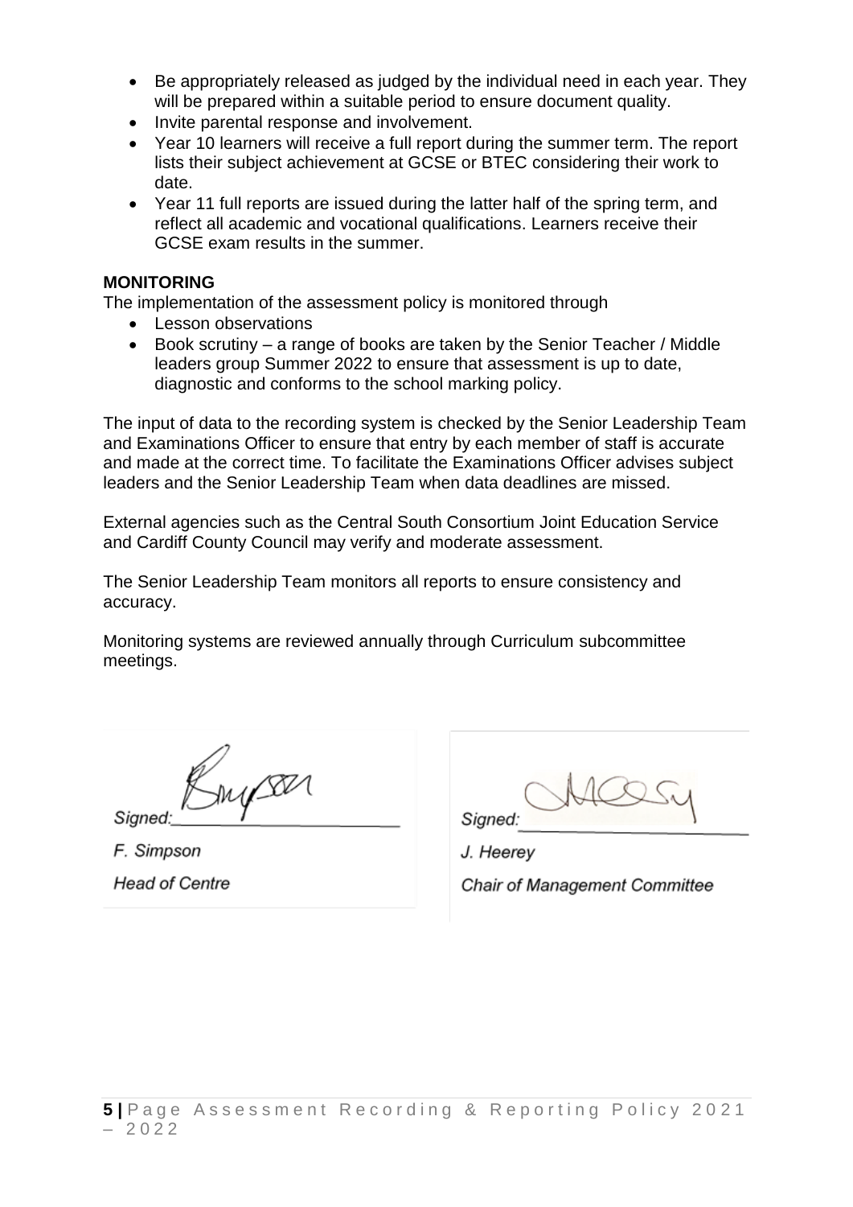- Be appropriately released as judged by the individual need in each year. They will be prepared within a suitable period to ensure document quality.
- Invite parental response and involvement.
- Year 10 learners will receive a full report during the summer term. The report lists their subject achievement at GCSE or BTEC considering their work to date.
- Year 11 full reports are issued during the latter half of the spring term, and reflect all academic and vocational qualifications. Learners receive their GCSE exam results in the summer.

**MONITORING**

The implementation of the assessment policy is monitored through

- Lesson observations
- Book scrutiny – a range of books are taken by the Senior Teacher / Middle leaders group Summer 2022 to ensure that assessment is up to date, diagnostic and conforms to the school marking policy.

The input of data to the recording system is checked by the Senior Leadership Team and Examinations Officer to ensure that entry by each member of staff is accurate and made at the correct time. To facilitate the Examinations Officer advises subject leaders and the Senior Leadership Team when data deadlines are missed.

External agencies such as the Central South Consortium Joint Education Service and Cardiff County Council may verify and moderate assessment.

The Senior Leadership Team monitors all reports to ensure consistency and accuracy.

Monitoring systems are reviewed annually through Curriculum subcommittee meetings.

*Signed:*

*F. Simpson*

*Head of Centre*

*Signed:*

*J. Heerey*

*Chair of Management Committee*